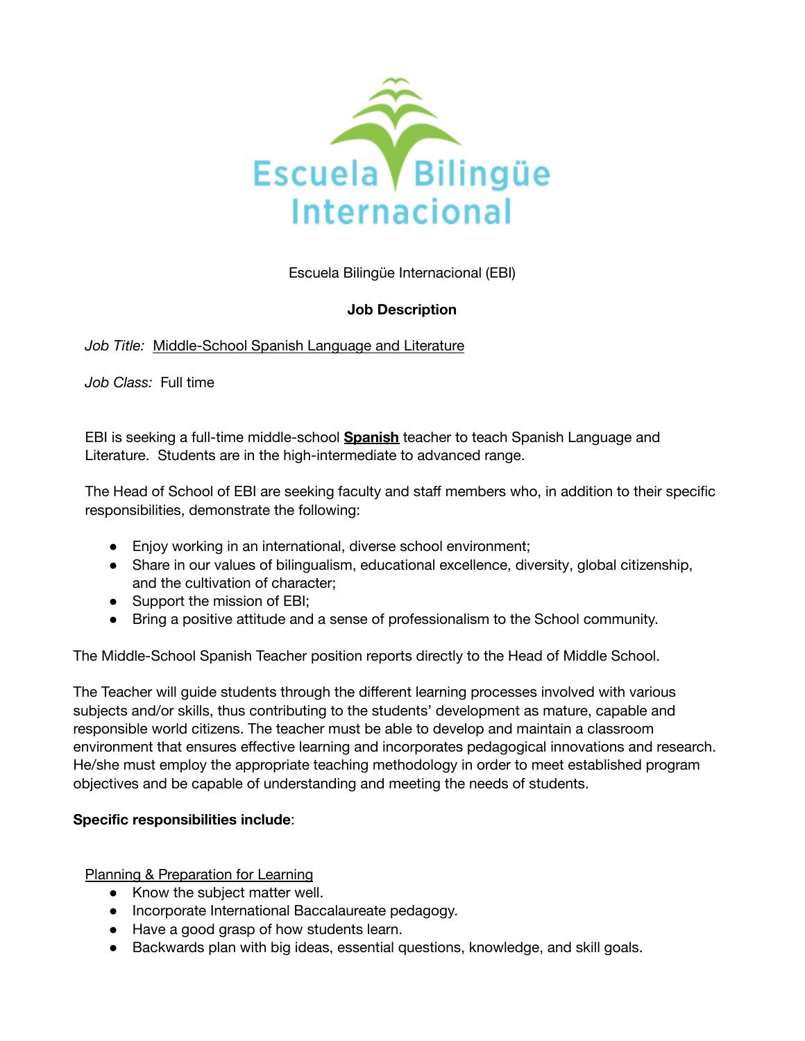Escuela Bilingüe Internacional

Escuela Bilingüe Internacional (EBI)

**Job Description**

*Job Title:* Middle-School Spanish Language and Literature

*Job Class:* Full time

EBI is seeking a full-time middle-school **Spanish** teacher to teach Spanish Language and Literature. Students are in the high-intermediate to advanced range.

The Head of School of EBI are seeking faculty and staff members who, in addition to their specific responsibilities, demonstrate the following:

- Enjoy working in an international, diverse school environment;
- Share in our values of bilingualism, educational excellence, diversity, global citizenship, and the cultivation of character;
- Support the mission of EBI;
- Bring a positive attitude and a sense of professionalism to the School community.

The Middle-School Spanish Teacher position reports directly to the Head of Middle School.

The Teacher will guide students through the different learning processes involved with various subjects and/or skills, thus contributing to the students' development as mature, capable and responsible world citizens. The teacher must be able to develop and maintain a classroom environment that ensures effective learning and incorporates pedagogical innovations and research. He/she must employ the appropriate teaching methodology in order to meet established program objectives and be capable of understanding and meeting the needs of students.

**Specific responsibilities include**:

Planning & Preparation for Learning

- Know the subject matter well.
- Incorporate International Baccalaureate pedagogy.
- Have a good grasp of how students learn.
- Backwards plan with big ideas, essential questions, knowledge, and skill goals.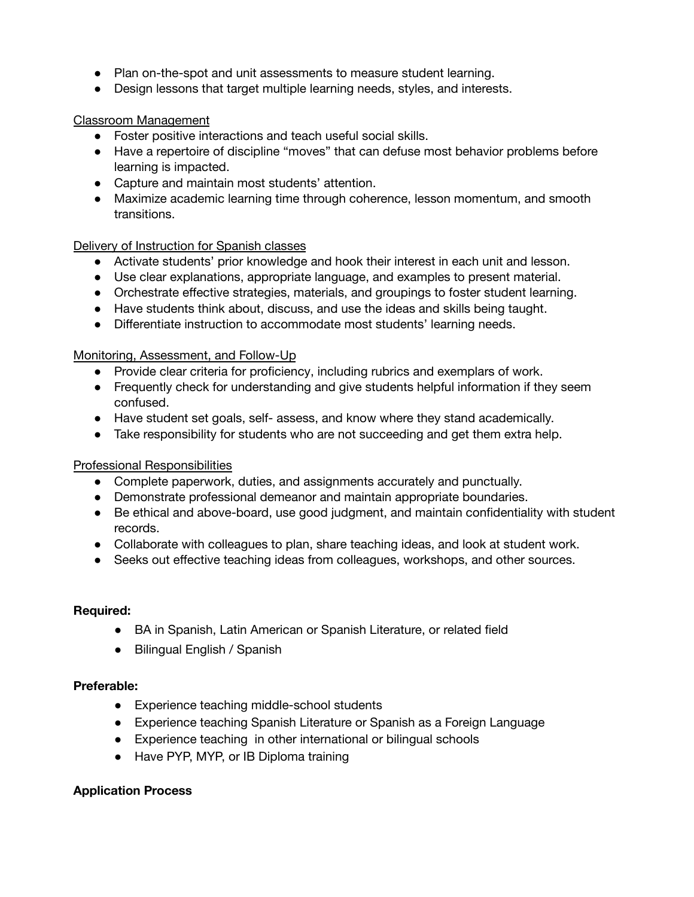- Plan on-the-spot and unit assessments to measure student learning.
- Design lessons that target multiple learning needs, styles, and interests.

Classroom Management

- Foster positive interactions and teach useful social skills.
- Have a repertoire of discipline “moves” that can defuse most behavior problems before learning is impacted.
- Capture and maintain most students’ attention.
- Maximize academic learning time through coherence, lesson momentum, and smooth transitions.

Delivery of Instruction for Spanish classes

- Activate students’ prior knowledge and hook their interest in each unit and lesson.
- Use clear explanations, appropriate language, and examples to present material.
- Orchestrate effective strategies, materials, and groupings to foster student learning.
- Have students think about, discuss, and use the ideas and skills being taught.
- Differentiate instruction to accommodate most students’ learning needs.

Monitoring, Assessment, and Follow-Up

- Provide clear criteria for proficiency, including rubrics and exemplars of work.
- Frequently check for understanding and give students helpful information if they seem confused.
- Have student set goals, self- assess, and know where they stand academically.
- Take responsibility for students who are not succeeding and get them extra help.

Professional Responsibilities

- Complete paperwork, duties, and assignments accurately and punctually.
- Demonstrate professional demeanor and maintain appropriate boundaries.
- Be ethical and above-board, use good judgment, and maintain confidentiality with student records.
- Collaborate with colleagues to plan, share teaching ideas, and look at student work.
- Seeks out effective teaching ideas from colleagues, workshops, and other sources.

**Required:**

- BA in Spanish, Latin American or Spanish Literature, or related field
- Bilingual English / Spanish

**Preferable:**

- Experience teaching middle-school students
- Experience teaching Spanish Literature or Spanish as a Foreign Language
- Experience teaching in other international or bilingual schools
- Have PYP, MYP, or IB Diploma training

**Application Process**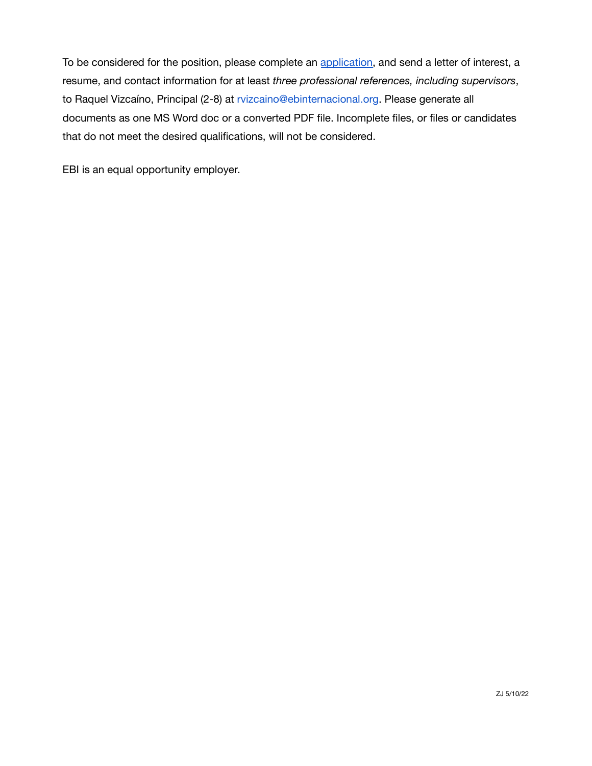To be considered for the position, please complete an application, and send a letter of interest, a resume, and contact information for at least *three professional references, including supervisors*, to Raquel Vizcaíno, Principal (2-8) at rvizcaino@ebinternacional.org. Please generate all documents as one MS Word doc or a converted PDF file. Incomplete files, or files or candidates that do not meet the desired qualifications, will not be considered.

EBI is an equal opportunity employer.

ZJ 5/10/22